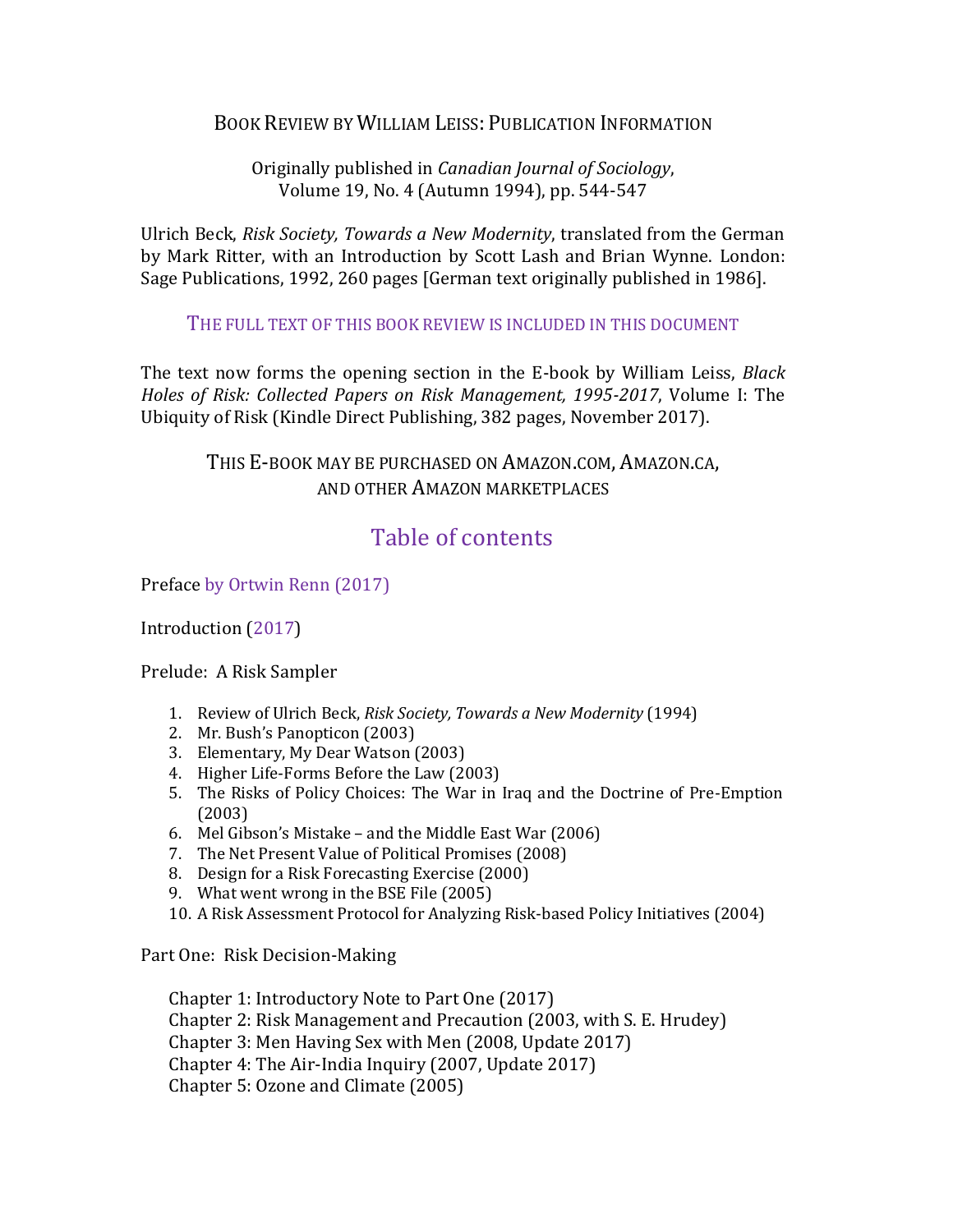## Book Review by William Leiss: Publication Information

Originally published in *Canadian Journal of Sociology*, Volume 19, No. 4 (Autumn 1994), pp. 544-547

Ulrich Beck, *Risk Society, Towards a New Modernity*, translated from the German by Mark Ritter, with an Introduction by Scott Lash and Brian Wynne. London: Sage Publications, 1992, 260 pages [German text originally published in 1986].

THE FULL TEXT OF THIS BOOK REVIEW IS INCLUDED IN THIS DOCUMENT

The text now forms the opening section in the E-book by William Leiss, *Black Holes of Risk: Collected Papers on Risk Management, 1995-2017*, Volume I: The Ubiquity of Risk (Kindle Direct Publishing, 382 pages, November 2017).

THIS E-BOOK MAY BE PURCHASED ON AMAZON.COM, AMAZON.CA, AND OTHER AMAZON MARKETPLACES

## Table of contents

Preface by Ortwin Renn (2017)

Introduction (2017)

Prelude: A Risk Sampler

1. Review of Ulrich Beck, *Risk Society, Towards a New Modernity* (1994)
2. Mr. Bush's Panopticon (2003)
3. Elementary, My Dear Watson (2003)
4. Higher Life-Forms Before the Law (2003)
5. The Risks of Policy Choices: The War in Iraq and the Doctrine of Pre-Emption (2003)
6. Mel Gibson's Mistake – and the Middle East War (2006)
7. The Net Present Value of Political Promises (2008)
8. Design for a Risk Forecasting Exercise (2000)
9. What went wrong in the BSE File (2005)
10. A Risk Assessment Protocol for Analyzing Risk-based Policy Initiatives (2004)

Part One: Risk Decision-Making

- Chapter 1: Introductory Note to Part One (2017)
- Chapter 2: Risk Management and Precaution (2003, with S. E. Hrudey)
- Chapter 3: Men Having Sex with Men (2008, Update 2017)
- Chapter 4: The Air-India Inquiry (2007, Update 2017)
- Chapter 5: Ozone and Climate (2005)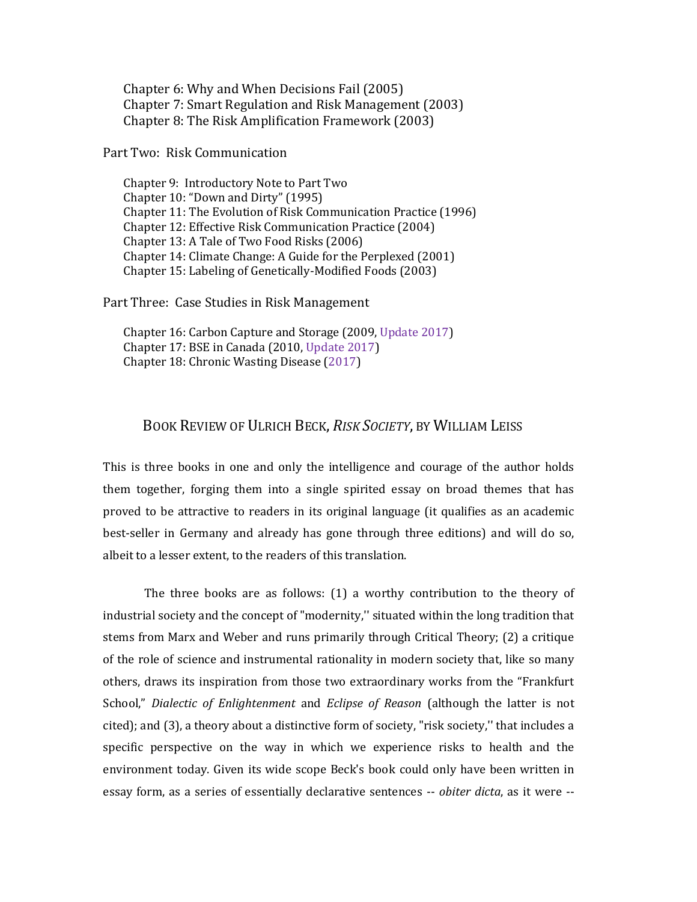Chapter 6: Why and When Decisions Fail (2005)
Chapter 7: Smart Regulation and Risk Management (2003)
Chapter 8: The Risk Amplification Framework (2003)

Part Two: Risk Communication

Chapter 9: Introductory Note to Part Two
Chapter 10: "Down and Dirty" (1995)
Chapter 11: The Evolution of Risk Communication Practice (1996)
Chapter 12: Effective Risk Communication Practice (2004)
Chapter 13: A Tale of Two Food Risks (2006)
Chapter 14: Climate Change: A Guide for the Perplexed (2001)
Chapter 15: Labeling of Genetically-Modified Foods (2003)

Part Three: Case Studies in Risk Management

Chapter 16: Carbon Capture and Storage (2009, Update 2017)
Chapter 17: BSE in Canada (2010, Update 2017)
Chapter 18: Chronic Wasting Disease (2017)

## BOOK REVIEW OF ULRICH BECK, *RISK SOCIETY*, BY WILLIAM LEISS

This is three books in one and only the intelligence and courage of the author holds them together, forging them into a single spirited essay on broad themes that has proved to be attractive to readers in its original language (it qualifies as an academic best-seller in Germany and already has gone through three editions) and will do so, albeit to a lesser extent, to the readers of this translation.

The three books are as follows: (1) a worthy contribution to the theory of industrial society and the concept of "modernity,'' situated within the long tradition that stems from Marx and Weber and runs primarily through Critical Theory; (2) a critique of the role of science and instrumental rationality in modern society that, like so many others, draws its inspiration from those two extraordinary works from the "Frankfurt School," *Dialectic of Enlightenment* and *Eclipse of Reason* (although the latter is not cited); and (3), a theory about a distinctive form of society, "risk society,'' that includes a specific perspective on the way in which we experience risks to health and the environment today. Given its wide scope Beck's book could only have been written in essay form, as a series of essentially declarative sentences -- *obiter dicta*, as it were --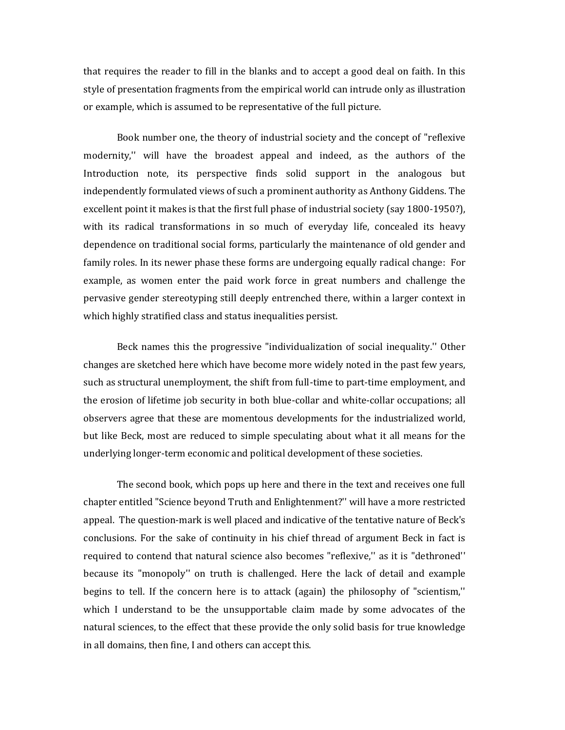that requires the reader to fill in the blanks and to accept a good deal on faith. In this style of presentation fragments from the empirical world can intrude only as illustration or example, which is assumed to be representative of the full picture.

Book number one, the theory of industrial society and the concept of "reflexive modernity,'' will have the broadest appeal and indeed, as the authors of the Introduction note, its perspective finds solid support in the analogous but independently formulated views of such a prominent authority as Anthony Giddens. The excellent point it makes is that the first full phase of industrial society (say 1800-1950?), with its radical transformations in so much of everyday life, concealed its heavy dependence on traditional social forms, particularly the maintenance of old gender and family roles. In its newer phase these forms are undergoing equally radical change: For example, as women enter the paid work force in great numbers and challenge the pervasive gender stereotyping still deeply entrenched there, within a larger context in which highly stratified class and status inequalities persist.

Beck names this the progressive "individualization of social inequality.'' Other changes are sketched here which have become more widely noted in the past few years, such as structural unemployment, the shift from full-time to part-time employment, and the erosion of lifetime job security in both blue-collar and white-collar occupations; all observers agree that these are momentous developments for the industrialized world, but like Beck, most are reduced to simple speculating about what it all means for the underlying longer-term economic and political development of these societies.

The second book, which pops up here and there in the text and receives one full chapter entitled "Science beyond Truth and Enlightenment?'' will have a more restricted appeal. The question-mark is well placed and indicative of the tentative nature of Beck's conclusions. For the sake of continuity in his chief thread of argument Beck in fact is required to contend that natural science also becomes "reflexive,'' as it is "dethroned'' because its "monopoly'' on truth is challenged. Here the lack of detail and example begins to tell. If the concern here is to attack (again) the philosophy of "scientism,'' which I understand to be the unsupportable claim made by some advocates of the natural sciences, to the effect that these provide the only solid basis for true knowledge in all domains, then fine, I and others can accept this.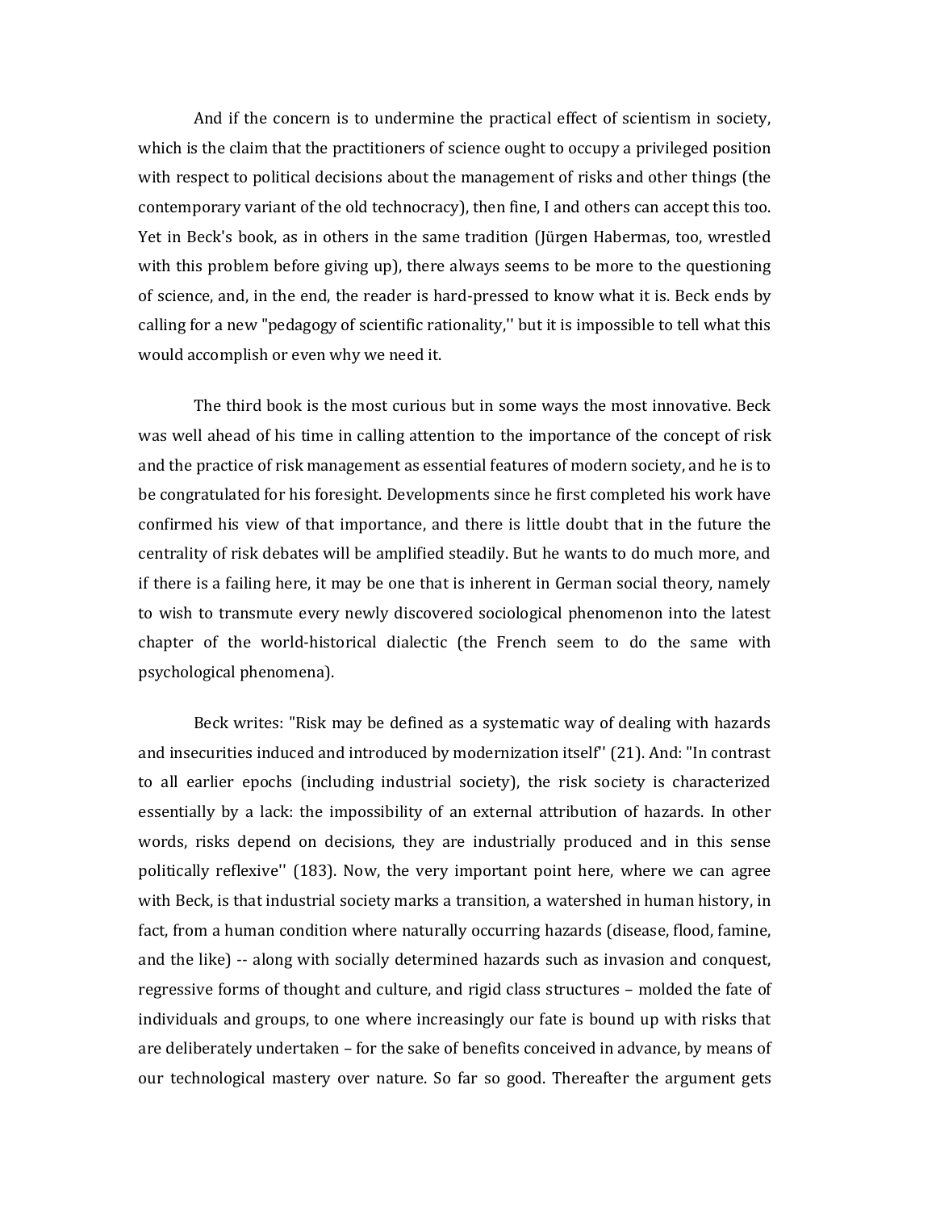And if the concern is to undermine the practical effect of scientism in society, which is the claim that the practitioners of science ought to occupy a privileged position with respect to political decisions about the management of risks and other things (the contemporary variant of the old technocracy), then fine, I and others can accept this too. Yet in Beck's book, as in others in the same tradition (Jürgen Habermas, too, wrestled with this problem before giving up), there always seems to be more to the questioning of science, and, in the end, the reader is hard-pressed to know what it is. Beck ends by calling for a new "pedagogy of scientific rationality,'' but it is impossible to tell what this would accomplish or even why we need it.

The third book is the most curious but in some ways the most innovative. Beck was well ahead of his time in calling attention to the importance of the concept of risk and the practice of risk management as essential features of modern society, and he is to be congratulated for his foresight. Developments since he first completed his work have confirmed his view of that importance, and there is little doubt that in the future the centrality of risk debates will be amplified steadily. But he wants to do much more, and if there is a failing here, it may be one that is inherent in German social theory, namely to wish to transmute every newly discovered sociological phenomenon into the latest chapter of the world-historical dialectic (the French seem to do the same with psychological phenomena).

Beck writes: "Risk may be defined as a systematic way of dealing with hazards and insecurities induced and introduced by modernization itself'' (21). And: "In contrast to all earlier epochs (including industrial society), the risk society is characterized essentially by a lack: the impossibility of an external attribution of hazards. In other words, risks depend on decisions, they are industrially produced and in this sense politically reflexive'' (183). Now, the very important point here, where we can agree with Beck, is that industrial society marks a transition, a watershed in human history, in fact, from a human condition where naturally occurring hazards (disease, flood, famine, and the like) -- along with socially determined hazards such as invasion and conquest, regressive forms of thought and culture, and rigid class structures – molded the fate of individuals and groups, to one where increasingly our fate is bound up with risks that are deliberately undertaken – for the sake of benefits conceived in advance, by means of our technological mastery over nature. So far so good. Thereafter the argument gets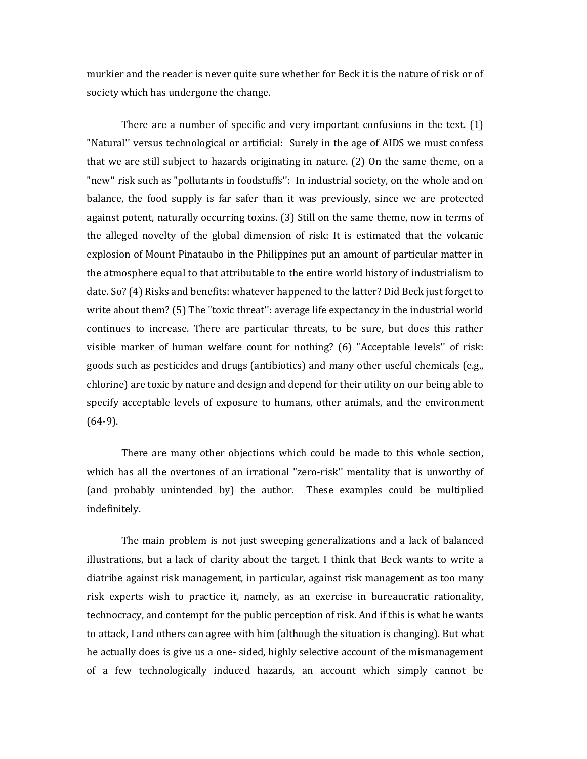murkier and the reader is never quite sure whether for Beck it is the nature of risk or of society which has undergone the change.

There are a number of specific and very important confusions in the text. (1) "Natural'' versus technological or artificial: Surely in the age of AIDS we must confess that we are still subject to hazards originating in nature. (2) On the same theme, on a "new" risk such as "pollutants in foodstuffs'': In industrial society, on the whole and on balance, the food supply is far safer than it was previously, since we are protected against potent, naturally occurring toxins. (3) Still on the same theme, now in terms of the alleged novelty of the global dimension of risk: It is estimated that the volcanic explosion of Mount Pinataubo in the Philippines put an amount of particular matter in the atmosphere equal to that attributable to the entire world history of industrialism to date. So? (4) Risks and benefits: whatever happened to the latter? Did Beck just forget to write about them? (5) The "toxic threat'': average life expectancy in the industrial world continues to increase. There are particular threats, to be sure, but does this rather visible marker of human welfare count for nothing? (6) "Acceptable levels'' of risk: goods such as pesticides and drugs (antibiotics) and many other useful chemicals (e.g., chlorine) are toxic by nature and design and depend for their utility on our being able to specify acceptable levels of exposure to humans, other animals, and the environment (64-9).

There are many other objections which could be made to this whole section, which has all the overtones of an irrational "zero-risk'' mentality that is unworthy of (and probably unintended by) the author. These examples could be multiplied indefinitely.

The main problem is not just sweeping generalizations and a lack of balanced illustrations, but a lack of clarity about the target. I think that Beck wants to write a diatribe against risk management, in particular, against risk management as too many risk experts wish to practice it, namely, as an exercise in bureaucratic rationality, technocracy, and contempt for the public perception of risk. And if this is what he wants to attack, I and others can agree with him (although the situation is changing). But what he actually does is give us a one- sided, highly selective account of the mismanagement of a few technologically induced hazards, an account which simply cannot be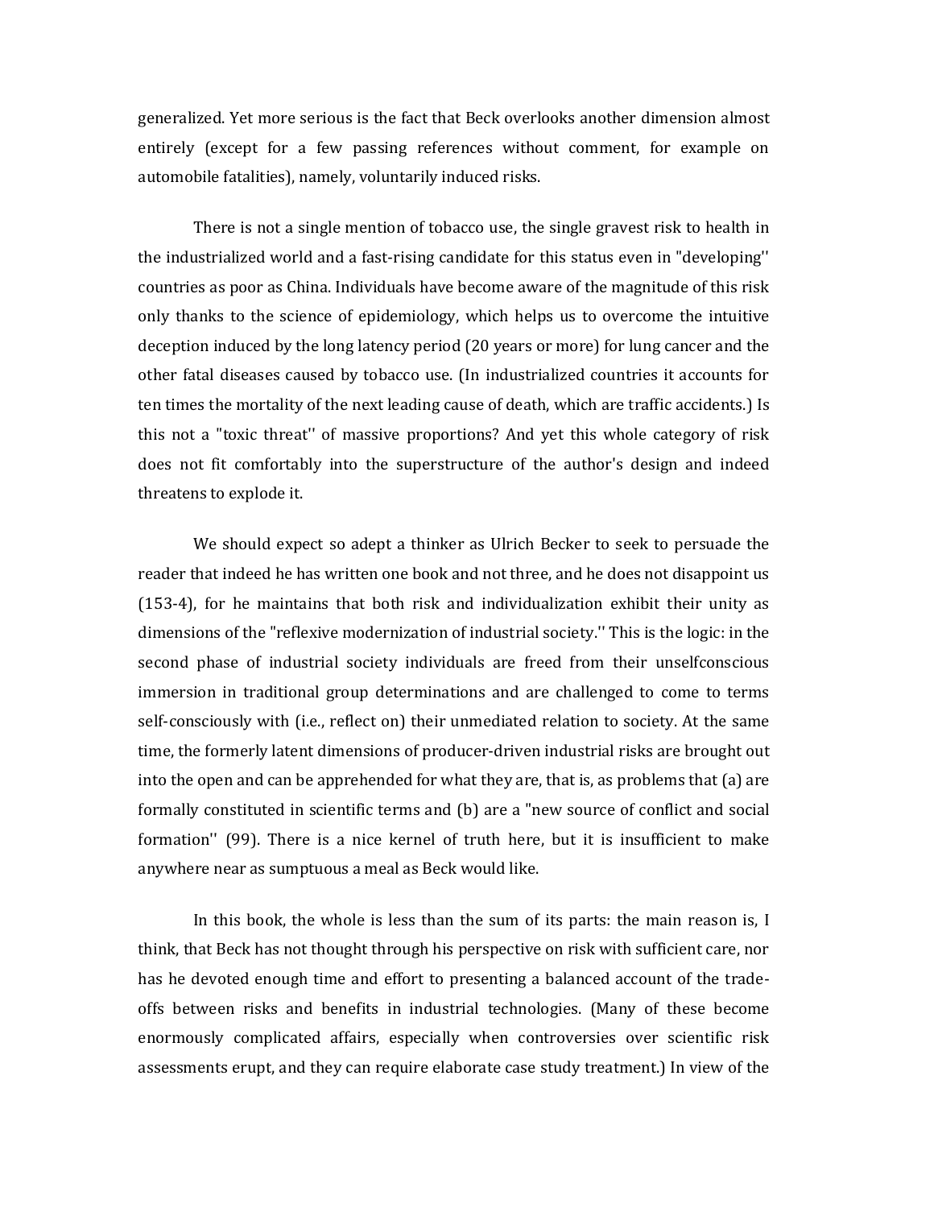generalized. Yet more serious is the fact that Beck overlooks another dimension almost entirely (except for a few passing references without comment, for example on automobile fatalities), namely, voluntarily induced risks.

There is not a single mention of tobacco use, the single gravest risk to health in the industrialized world and a fast-rising candidate for this status even in "developing'' countries as poor as China. Individuals have become aware of the magnitude of this risk only thanks to the science of epidemiology, which helps us to overcome the intuitive deception induced by the long latency period (20 years or more) for lung cancer and the other fatal diseases caused by tobacco use. (In industrialized countries it accounts for ten times the mortality of the next leading cause of death, which are traffic accidents.) Is this not a "toxic threat'' of massive proportions? And yet this whole category of risk does not fit comfortably into the superstructure of the author's design and indeed threatens to explode it.

We should expect so adept a thinker as Ulrich Becker to seek to persuade the reader that indeed he has written one book and not three, and he does not disappoint us (153-4), for he maintains that both risk and individualization exhibit their unity as dimensions of the "reflexive modernization of industrial society.'' This is the logic: in the second phase of industrial society individuals are freed from their unselfconscious immersion in traditional group determinations and are challenged to come to terms self-consciously with (i.e., reflect on) their unmediated relation to society. At the same time, the formerly latent dimensions of producer-driven industrial risks are brought out into the open and can be apprehended for what they are, that is, as problems that (a) are formally constituted in scientific terms and (b) are a "new source of conflict and social formation'' (99). There is a nice kernel of truth here, but it is insufficient to make anywhere near as sumptuous a meal as Beck would like.

In this book, the whole is less than the sum of its parts: the main reason is, I think, that Beck has not thought through his perspective on risk with sufficient care, nor has he devoted enough time and effort to presenting a balanced account of the trade-offs between risks and benefits in industrial technologies. (Many of these become enormously complicated affairs, especially when controversies over scientific risk assessments erupt, and they can require elaborate case study treatment.) In view of the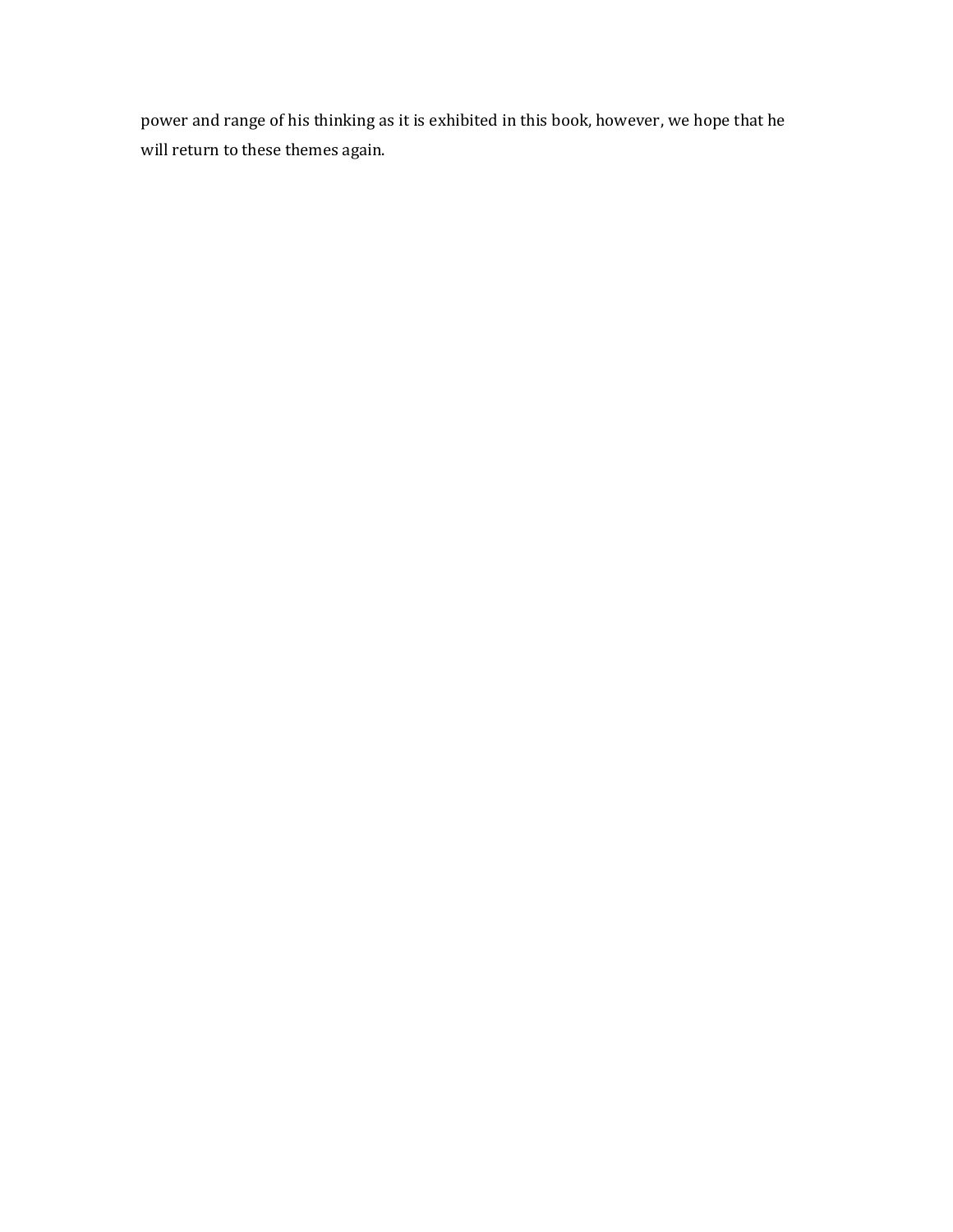power and range of his thinking as it is exhibited in this book, however, we hope that he will return to these themes again.